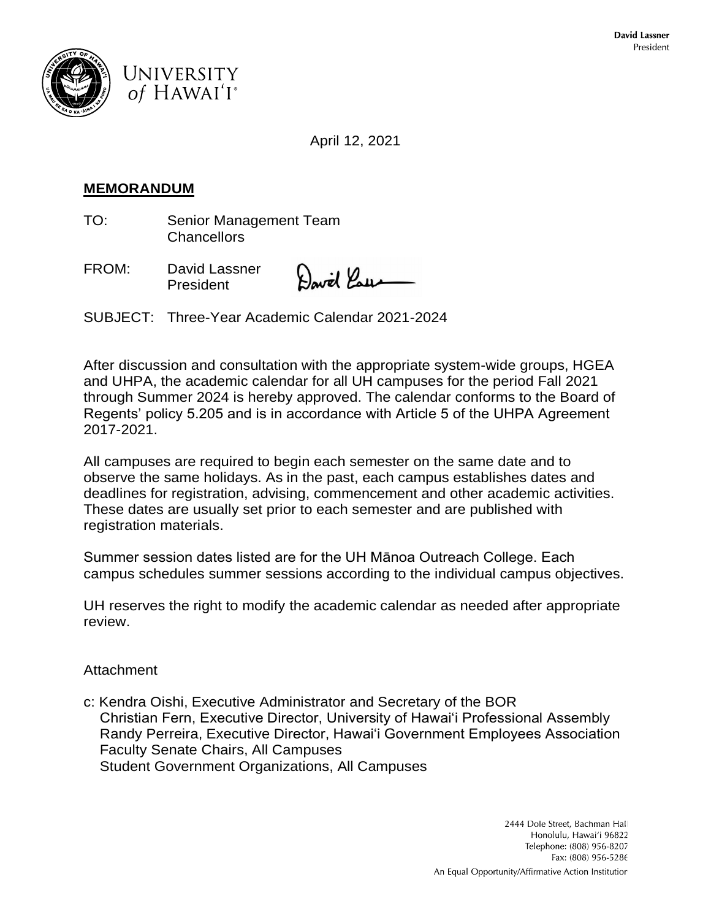David Lassner
President

UNIVERSITY of HAWAI'I®

April 12, 2021

**MEMORANDUM**

TO: Senior Management Team
Chancellors

FROM: David Lassner
President

SUBJECT: Three-Year Academic Calendar 2021-2024

After discussion and consultation with the appropriate system-wide groups, HGEA and UHPA, the academic calendar for all UH campuses for the period Fall 2021 through Summer 2024 is hereby approved. The calendar conforms to the Board of Regents' policy 5.205 and is in accordance with Article 5 of the UHPA Agreement 2017-2021.

All campuses are required to begin each semester on the same date and to observe the same holidays. As in the past, each campus establishes dates and deadlines for registration, advising, commencement and other academic activities. These dates are usually set prior to each semester and are published with registration materials.

Summer session dates listed are for the UH Mānoa Outreach College. Each campus schedules summer sessions according to the individual campus objectives.

UH reserves the right to modify the academic calendar as needed after appropriate review.

Attachment

c: Kendra Oishi, Executive Administrator and Secretary of the BOR
Christian Fern, Executive Director, University of Hawai'i Professional Assembly
Randy Perreira, Executive Director, Hawai'i Government Employees Association
Faculty Senate Chairs, All Campuses
Student Government Organizations, All Campuses

2444 Dole Street, Bachman Hall
Honolulu, Hawai'i 96822
Telephone: (808) 956-8207
Fax: (808) 956-5286

An Equal Opportunity/Affirmative Action Institution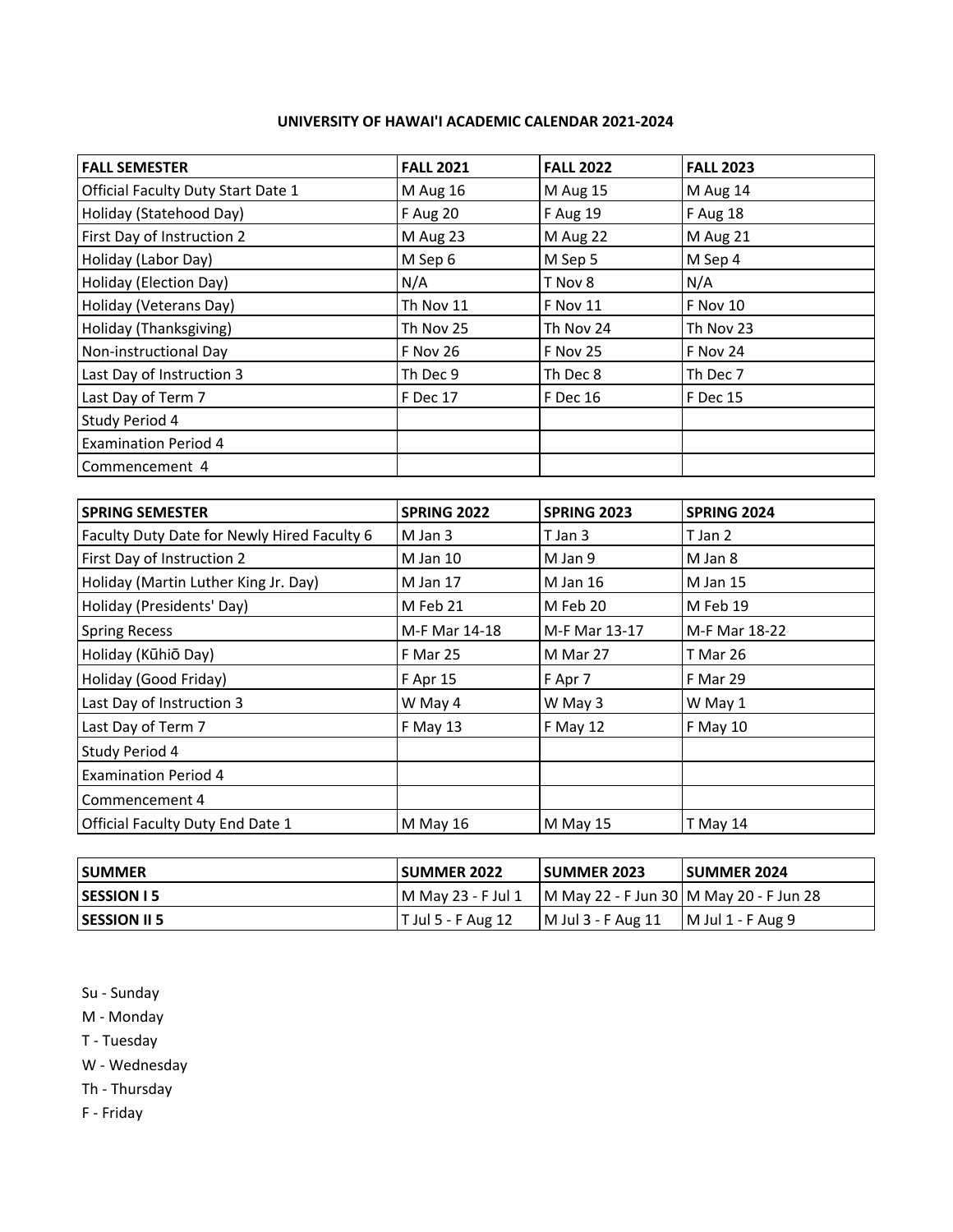# UNIVERSITY OF HAWAI'I ACADEMIC CALENDAR 2021-2024

| FALL SEMESTER | FALL 2021 | FALL 2022 | FALL 2023 |
|---|---|---|---|
| Official Faculty Duty Start Date 1 | M Aug 16 | M Aug 15 | M Aug 14 |
| Holiday (Statehood Day) | F Aug 20 | F Aug 19 | F Aug 18 |
| First Day of Instruction 2 | M Aug 23 | M Aug 22 | M Aug 21 |
| Holiday (Labor Day) | M Sep 6 | M Sep 5 | M Sep 4 |
| Holiday (Election Day) | N/A | T Nov 8 | N/A |
| Holiday (Veterans Day) | Th Nov 11 | F Nov 11 | F Nov 10 |
| Holiday (Thanksgiving) | Th Nov 25 | Th Nov 24 | Th Nov 23 |
| Non-instructional Day | F Nov 26 | F Nov 25 | F Nov 24 |
| Last Day of Instruction 3 | Th Dec 9 | Th Dec 8 | Th Dec 7 |
| Last Day of Term 7 | F Dec 17 | F Dec 16 | F Dec 15 |
| Study Period 4 | | | |
| Examination Period 4 | | | |
| Commencement 4 | | | |

| SPRING SEMESTER | SPRING 2022 | SPRING 2023 | SPRING 2024 |
|---|---|---|---|
| Faculty Duty Date for Newly Hired Faculty 6 | M Jan 3 | T Jan 3 | T Jan 2 |
| First Day of Instruction 2 | M Jan 10 | M Jan 9 | M Jan 8 |
| Holiday (Martin Luther King Jr. Day) | M Jan 17 | M Jan 16 | M Jan 15 |
| Holiday (Presidents' Day) | M Feb 21 | M Feb 20 | M Feb 19 |
| Spring Recess | M-F Mar 14-18 | M-F Mar 13-17 | M-F Mar 18-22 |
| Holiday (Kūhiō Day) | F Mar 25 | M Mar 27 | T Mar 26 |
| Holiday (Good Friday) | F Apr 15 | F Apr 7 | F Mar 29 |
| Last Day of Instruction 3 | W May 4 | W May 3 | W May 1 |
| Last Day of Term 7 | F May 13 | F May 12 | F May 10 |
| Study Period 4 | | | |
| Examination Period 4 | | | |
| Commencement 4 | | | |
| Official Faculty Duty End Date 1 | M May 16 | M May 15 | T May 14 |

| SUMMER | SUMMER 2022 | SUMMER 2023 | SUMMER 2024 |
|---|---|---|---|
| **SESSION I 5** | M May 23 - F Jul 1 | M May 22 - F Jun 30 | M May 20 - F Jun 28 |
| **SESSION II 5** | T Jul 5 - F Aug 12 | M Jul 3 - F Aug 11 | M Jul 1 - F Aug 9 |

Su - Sunday

M - Monday

T - Tuesday

W - Wednesday

Th - Thursday

F - Friday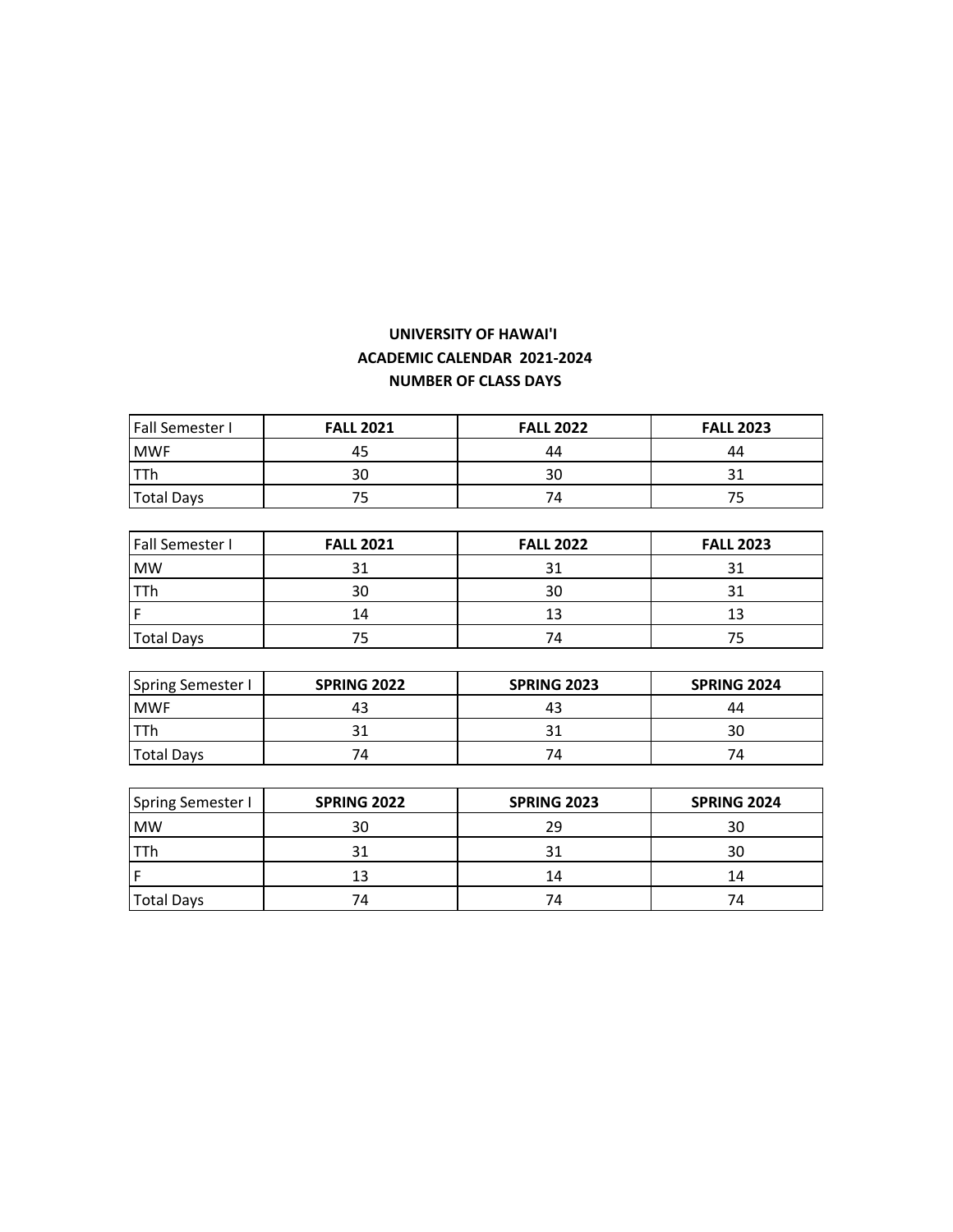**UNIVERSITY OF HAWAI'I**

**ACADEMIC CALENDAR 2021-2024**

**NUMBER OF CLASS DAYS**

| Fall Semester I | **FALL 2021** | **FALL 2022** | **FALL 2023** |
|---|---|---|---|
| MWF | 45 | 44 | 44 |
| TTh | 30 | 30 | 31 |
| Total Days | 75 | 74 | 75 |

| Fall Semester I | **FALL 2021** | **FALL 2022** | **FALL 2023** |
|---|---|---|---|
| MW | 31 | 31 | 31 |
| TTh | 30 | 30 | 31 |
| F | 14 | 13 | 13 |
| Total Days | 75 | 74 | 75 |

| Spring Semester I | **SPRING 2022** | **SPRING 2023** | **SPRING 2024** |
|---|---|---|---|
| MWF | 43 | 43 | 44 |
| TTh | 31 | 31 | 30 |
| Total Days | 74 | 74 | 74 |

| Spring Semester I | **SPRING 2022** | **SPRING 2023** | **SPRING 2024** |
|---|---|---|---|
| MW | 30 | 29 | 30 |
| TTh | 31 | 31 | 30 |
| F | 13 | 14 | 14 |
| Total Days | 74 | 74 | 74 |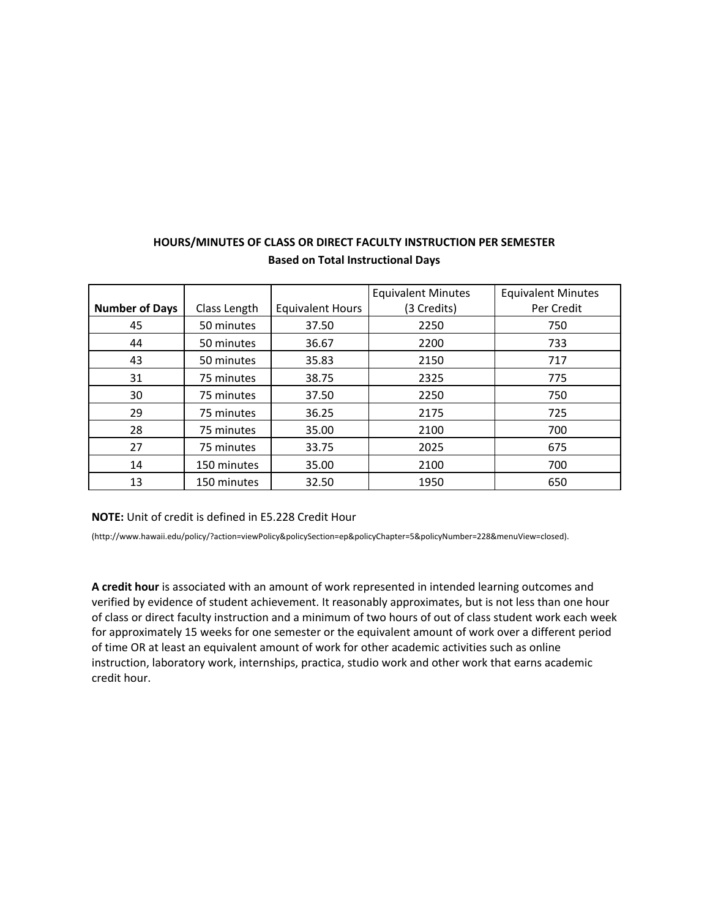**HOURS/MINUTES OF CLASS OR DIRECT FACULTY INSTRUCTION PER SEMESTER**
**Based on Total Instructional Days**

| Number of Days | Class Length | Equivalent Hours | Equivalent Minutes (3 Credits) | Equivalent Minutes Per Credit |
|---|---|---|---|---|
| 45 | 50 minutes | 37.50 | 2250 | 750 |
| 44 | 50 minutes | 36.67 | 2200 | 733 |
| 43 | 50 minutes | 35.83 | 2150 | 717 |
| 31 | 75 minutes | 38.75 | 2325 | 775 |
| 30 | 75 minutes | 37.50 | 2250 | 750 |
| 29 | 75 minutes | 36.25 | 2175 | 725 |
| 28 | 75 minutes | 35.00 | 2100 | 700 |
| 27 | 75 minutes | 33.75 | 2025 | 675 |
| 14 | 150 minutes | 35.00 | 2100 | 700 |
| 13 | 150 minutes | 32.50 | 1950 | 650 |

**NOTE:** Unit of credit is defined in E5.228 Credit Hour

(http://www.hawaii.edu/policy/?action=viewPolicy&policySection=ep&policyChapter=5&policyNumber=228&menuView=closed).

**A credit hour** is associated with an amount of work represented in intended learning outcomes and verified by evidence of student achievement. It reasonably approximates, but is not less than one hour of class or direct faculty instruction and a minimum of two hours of out of class student work each week for approximately 15 weeks for one semester or the equivalent amount of work over a different period of time OR at least an equivalent amount of work for other academic activities such as online instruction, laboratory work, internships, practica, studio work and other work that earns academic credit hour.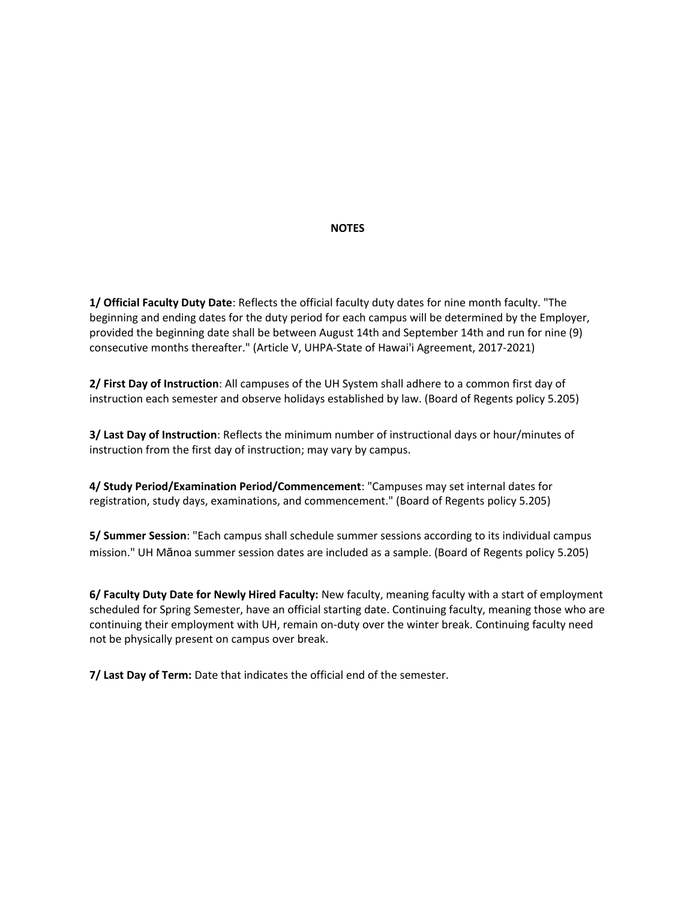## NOTES

**1/ Official Faculty Duty Date**: Reflects the official faculty duty dates for nine month faculty. "The beginning and ending dates for the duty period for each campus will be determined by the Employer, provided the beginning date shall be between August 14th and September 14th and run for nine (9) consecutive months thereafter." (Article V, UHPA-State of Hawai'i Agreement, 2017-2021)

**2/ First Day of Instruction**: All campuses of the UH System shall adhere to a common first day of instruction each semester and observe holidays established by law. (Board of Regents policy 5.205)

**3/ Last Day of Instruction**: Reflects the minimum number of instructional days or hour/minutes of instruction from the first day of instruction; may vary by campus.

**4/ Study Period/Examination Period/Commencement**: "Campuses may set internal dates for registration, study days, examinations, and commencement." (Board of Regents policy 5.205)

**5/ Summer Session**: "Each campus shall schedule summer sessions according to its individual campus mission." UH Mānoa summer session dates are included as a sample. (Board of Regents policy 5.205)

**6/ Faculty Duty Date for Newly Hired Faculty:** New faculty, meaning faculty with a start of employment scheduled for Spring Semester, have an official starting date. Continuing faculty, meaning those who are continuing their employment with UH, remain on-duty over the winter break. Continuing faculty need not be physically present on campus over break.

**7/ Last Day of Term:** Date that indicates the official end of the semester.